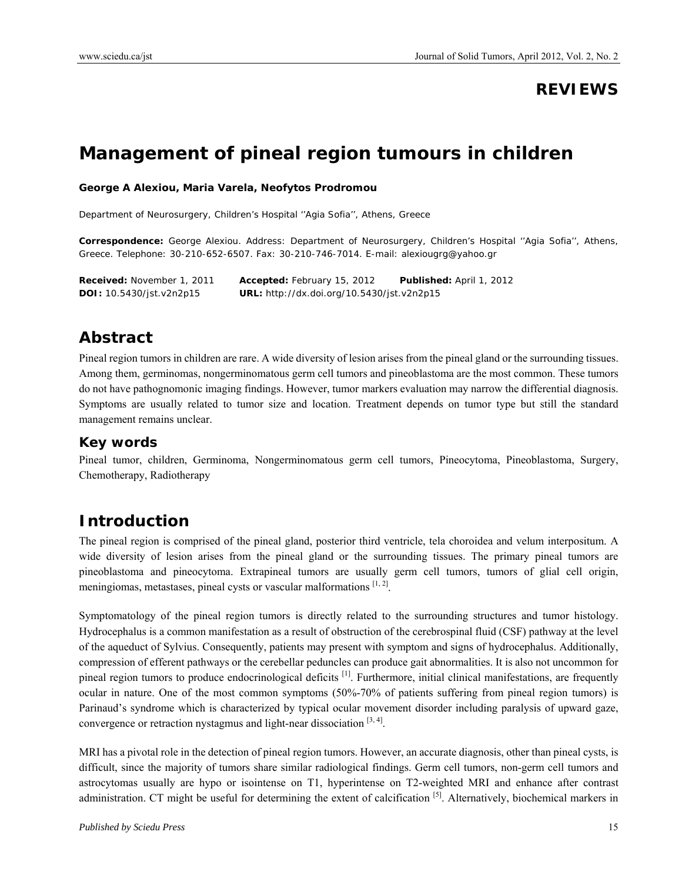# REVIEWS

# Management of pineal region tumours in children

**George A Alexiou, Maria Varela, Neofytos Prodromou**

Department of Neurosurgery, Children's Hospital ''Agia Sofia'', Athens, Greece

**Correspondence:** George Alexiou. Address: Department of Neurosurgery, Children's Hospital ''Agia Sofia'', Athens, Greece. Telephone: 30-210-652-6507. Fax: 30-210-746-7014. E-mail: alexiougrg@yahoo.gr

**Received:** November 1, 2011 **Accepted:** February 15, 2012 **Published:** April 1, 2012
**DOI:** 10.5430/jst.v2n2p15 **URL:** http://dx.doi.org/10.5430/jst.v2n2p15

## Abstract

Pineal region tumors in children are rare. A wide diversity of lesion arises from the pineal gland or the surrounding tissues. Among them, germinomas, nongerminomatous germ cell tumors and pineoblastoma are the most common. These tumors do not have pathognomonic imaging findings. However, tumor markers evaluation may narrow the differential diagnosis. Symptoms are usually related to tumor size and location. Treatment depends on tumor type but still the standard management remains unclear.

### Key words

Pineal tumor, children, Germinoma, Nongerminomatous germ cell tumors, Pineocytoma, Pineoblastoma, Surgery, Chemotherapy, Radiotherapy

## Introduction

The pineal region is comprised of the pineal gland, posterior third ventricle, tela choroidea and velum interpositum. A wide diversity of lesion arises from the pineal gland or the surrounding tissues. The primary pineal tumors are pineoblastoma and pineocytoma. Extrapineal tumors are usually germ cell tumors, tumors of glial cell origin, meningiomas, metastases, pineal cysts or vascular malformations [1, 2].

Symptomatology of the pineal region tumors is directly related to the surrounding structures and tumor histology. Hydrocephalus is a common manifestation as a result of obstruction of the cerebrospinal fluid (CSF) pathway at the level of the aqueduct of Sylvius. Consequently, patients may present with symptom and signs of hydrocephalus. Additionally, compression of efferent pathways or the cerebellar peduncles can produce gait abnormalities. It is also not uncommon for pineal region tumors to produce endocrinological deficits [1]. Furthermore, initial clinical manifestations, are frequently ocular in nature. One of the most common symptoms (50%-70% of patients suffering from pineal region tumors) is Parinaud's syndrome which is characterized by typical ocular movement disorder including paralysis of upward gaze, convergence or retraction nystagmus and light-near dissociation [3, 4].

MRI has a pivotal role in the detection of pineal region tumors. However, an accurate diagnosis, other than pineal cysts, is difficult, since the majority of tumors share similar radiological findings. Germ cell tumors, non-germ cell tumors and astrocytomas usually are hypo or isointense on T1, hyperintense on T2-weighted MRI and enhance after contrast administration. CT might be useful for determining the extent of calcification [5]. Alternatively, biochemical markers in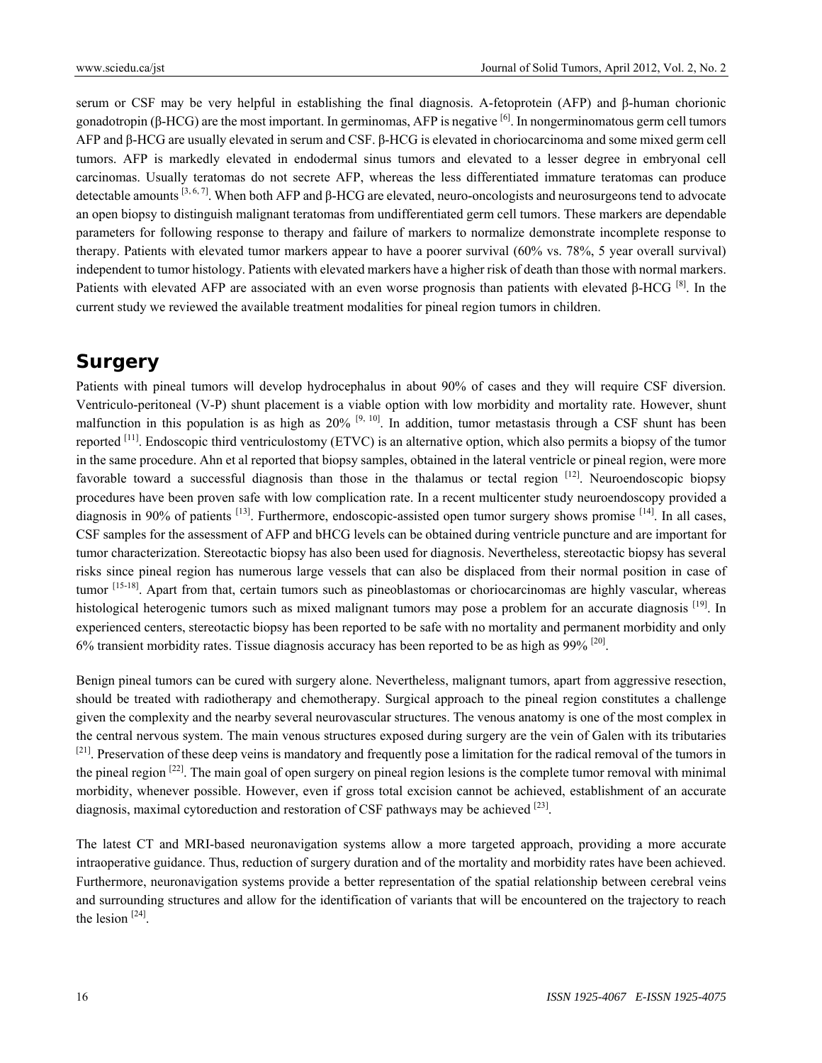serum or CSF may be very helpful in establishing the final diagnosis. A-fetoprotein (AFP) and β-human chorionic gonadotropin (β-HCG) are the most important. In germinomas, AFP is negative [6]. In nongerminomatous germ cell tumors AFP and β-HCG are usually elevated in serum and CSF. β-HCG is elevated in choriocarcinoma and some mixed germ cell tumors. AFP is markedly elevated in endodermal sinus tumors and elevated to a lesser degree in embryonal cell carcinomas. Usually teratomas do not secrete AFP, whereas the less differentiated immature teratomas can produce detectable amounts [3, 6, 7]. When both AFP and β-HCG are elevated, neuro-oncologists and neurosurgeons tend to advocate an open biopsy to distinguish malignant teratomas from undifferentiated germ cell tumors. These markers are dependable parameters for following response to therapy and failure of markers to normalize demonstrate incomplete response to therapy. Patients with elevated tumor markers appear to have a poorer survival (60% vs. 78%, 5 year overall survival) independent to tumor histology. Patients with elevated markers have a higher risk of death than those with normal markers. Patients with elevated AFP are associated with an even worse prognosis than patients with elevated β-HCG [8]. In the current study we reviewed the available treatment modalities for pineal region tumors in children.

## Surgery

Patients with pineal tumors will develop hydrocephalus in about 90% of cases and they will require CSF diversion. Ventriculo-peritoneal (V-P) shunt placement is a viable option with low morbidity and mortality rate. However, shunt malfunction in this population is as high as 20% [9, 10]. In addition, tumor metastasis through a CSF shunt has been reported [11]. Endoscopic third ventriculostomy (ETVC) is an alternative option, which also permits a biopsy of the tumor in the same procedure. Ahn et al reported that biopsy samples, obtained in the lateral ventricle or pineal region, were more favorable toward a successful diagnosis than those in the thalamus or tectal region [12]. Neuroendoscopic biopsy procedures have been proven safe with low complication rate. In a recent multicenter study neuroendoscopy provided a diagnosis in 90% of patients [13]. Furthermore, endoscopic-assisted open tumor surgery shows promise [14]. In all cases, CSF samples for the assessment of AFP and bHCG levels can be obtained during ventricle puncture and are important for tumor characterization. Stereotactic biopsy has also been used for diagnosis. Nevertheless, stereotactic biopsy has several risks since pineal region has numerous large vessels that can also be displaced from their normal position in case of tumor [15-18]. Apart from that, certain tumors such as pineoblastomas or choriocarcinomas are highly vascular, whereas histological heterogenic tumors such as mixed malignant tumors may pose a problem for an accurate diagnosis [19]. In experienced centers, stereotactic biopsy has been reported to be safe with no mortality and permanent morbidity and only 6% transient morbidity rates. Tissue diagnosis accuracy has been reported to be as high as 99% [20].

Benign pineal tumors can be cured with surgery alone. Nevertheless, malignant tumors, apart from aggressive resection, should be treated with radiotherapy and chemotherapy. Surgical approach to the pineal region constitutes a challenge given the complexity and the nearby several neurovascular structures. The venous anatomy is one of the most complex in the central nervous system. The main venous structures exposed during surgery are the vein of Galen with its tributaries [21]. Preservation of these deep veins is mandatory and frequently pose a limitation for the radical removal of the tumors in the pineal region [22]. The main goal of open surgery on pineal region lesions is the complete tumor removal with minimal morbidity, whenever possible. However, even if gross total excision cannot be achieved, establishment of an accurate diagnosis, maximal cytoreduction and restoration of CSF pathways may be achieved [23].

The latest CT and MRI-based neuronavigation systems allow a more targeted approach, providing a more accurate intraoperative guidance. Thus, reduction of surgery duration and of the mortality and morbidity rates have been achieved. Furthermore, neuronavigation systems provide a better representation of the spatial relationship between cerebral veins and surrounding structures and allow for the identification of variants that will be encountered on the trajectory to reach the lesion [24].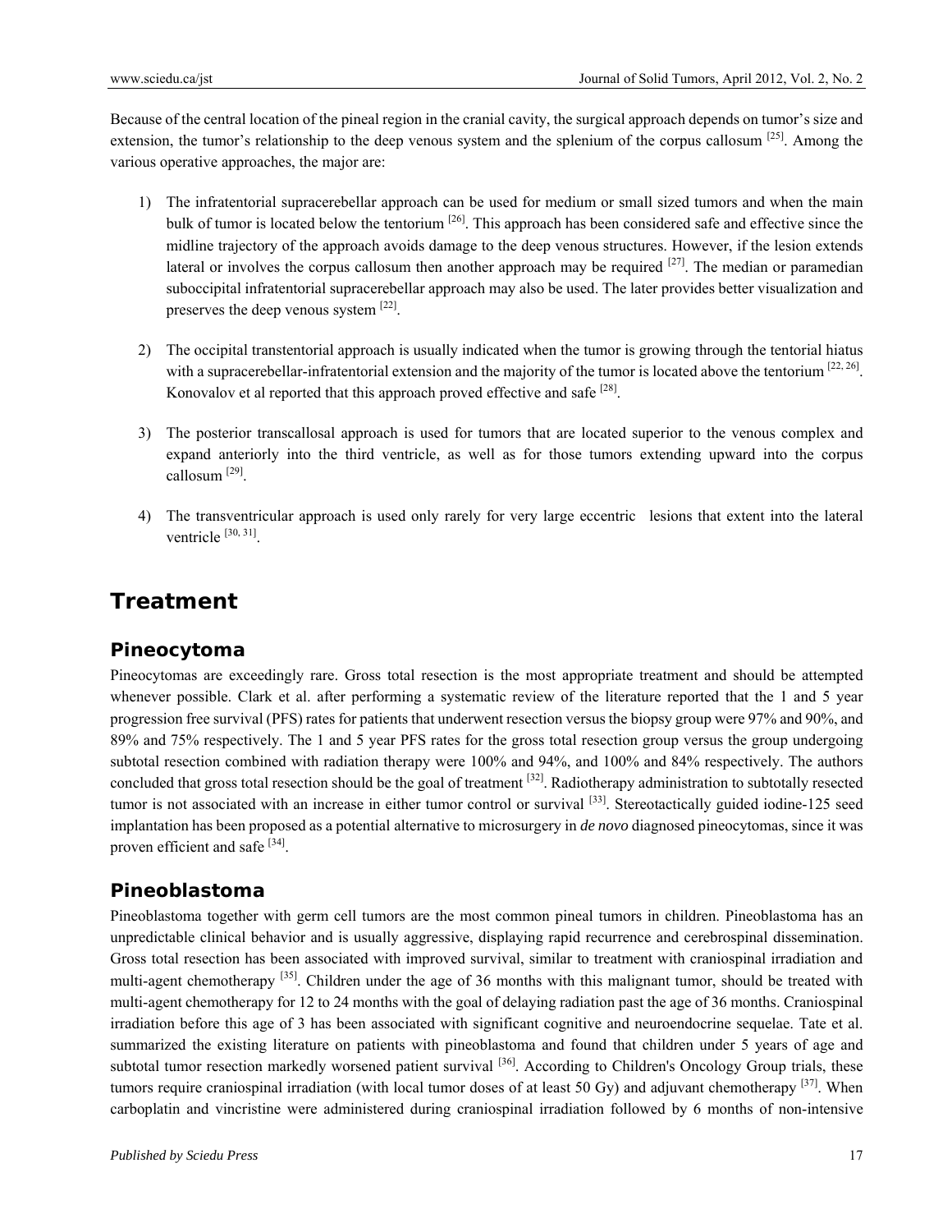Because of the central location of the pineal region in the cranial cavity, the surgical approach depends on tumor's size and extension, the tumor's relationship to the deep venous system and the splenium of the corpus callosum [25]. Among the various operative approaches, the major are:

1) The infratentorial supracerebellar approach can be used for medium or small sized tumors and when the main bulk of tumor is located below the tentorium [26]. This approach has been considered safe and effective since the midline trajectory of the approach avoids damage to the deep venous structures. However, if the lesion extends lateral or involves the corpus callosum then another approach may be required [27]. The median or paramedian suboccipital infratentorial supracerebellar approach may also be used. The later provides better visualization and preserves the deep venous system [22].

2) The occipital transtentorial approach is usually indicated when the tumor is growing through the tentorial hiatus with a supracerebellar-infratentorial extension and the majority of the tumor is located above the tentorium [22, 26]. Konovalov et al reported that this approach proved effective and safe [28].

3) The posterior transcallosal approach is used for tumors that are located superior to the venous complex and expand anteriorly into the third ventricle, as well as for those tumors extending upward into the corpus callosum [29].

4) The transventricular approach is used only rarely for very large eccentric lesions that extent into the lateral ventricle [30, 31].

# Treatment

## Pineocytoma

Pineocytomas are exceedingly rare. Gross total resection is the most appropriate treatment and should be attempted whenever possible. Clark et al. after performing a systematic review of the literature reported that the 1 and 5 year progression free survival (PFS) rates for patients that underwent resection versus the biopsy group were 97% and 90%, and 89% and 75% respectively. The 1 and 5 year PFS rates for the gross total resection group versus the group undergoing subtotal resection combined with radiation therapy were 100% and 94%, and 100% and 84% respectively. The authors concluded that gross total resection should be the goal of treatment [32]. Radiotherapy administration to subtotally resected tumor is not associated with an increase in either tumor control or survival [33]. Stereotactically guided iodine-125 seed implantation has been proposed as a potential alternative to microsurgery in *de novo* diagnosed pineocytomas, since it was proven efficient and safe [34].

## Pineoblastoma

Pineoblastoma together with germ cell tumors are the most common pineal tumors in children. Pineoblastoma has an unpredictable clinical behavior and is usually aggressive, displaying rapid recurrence and cerebrospinal dissemination. Gross total resection has been associated with improved survival, similar to treatment with craniospinal irradiation and multi-agent chemotherapy [35]. Children under the age of 36 months with this malignant tumor, should be treated with multi-agent chemotherapy for 12 to 24 months with the goal of delaying radiation past the age of 36 months. Craniospinal irradiation before this age of 3 has been associated with significant cognitive and neuroendocrine sequelae. Tate et al. summarized the existing literature on patients with pineoblastoma and found that children under 5 years of age and subtotal tumor resection markedly worsened patient survival [36]. According to Children's Oncology Group trials, these tumors require craniospinal irradiation (with local tumor doses of at least 50 Gy) and adjuvant chemotherapy [37]. When carboplatin and vincristine were administered during craniospinal irradiation followed by 6 months of non-intensive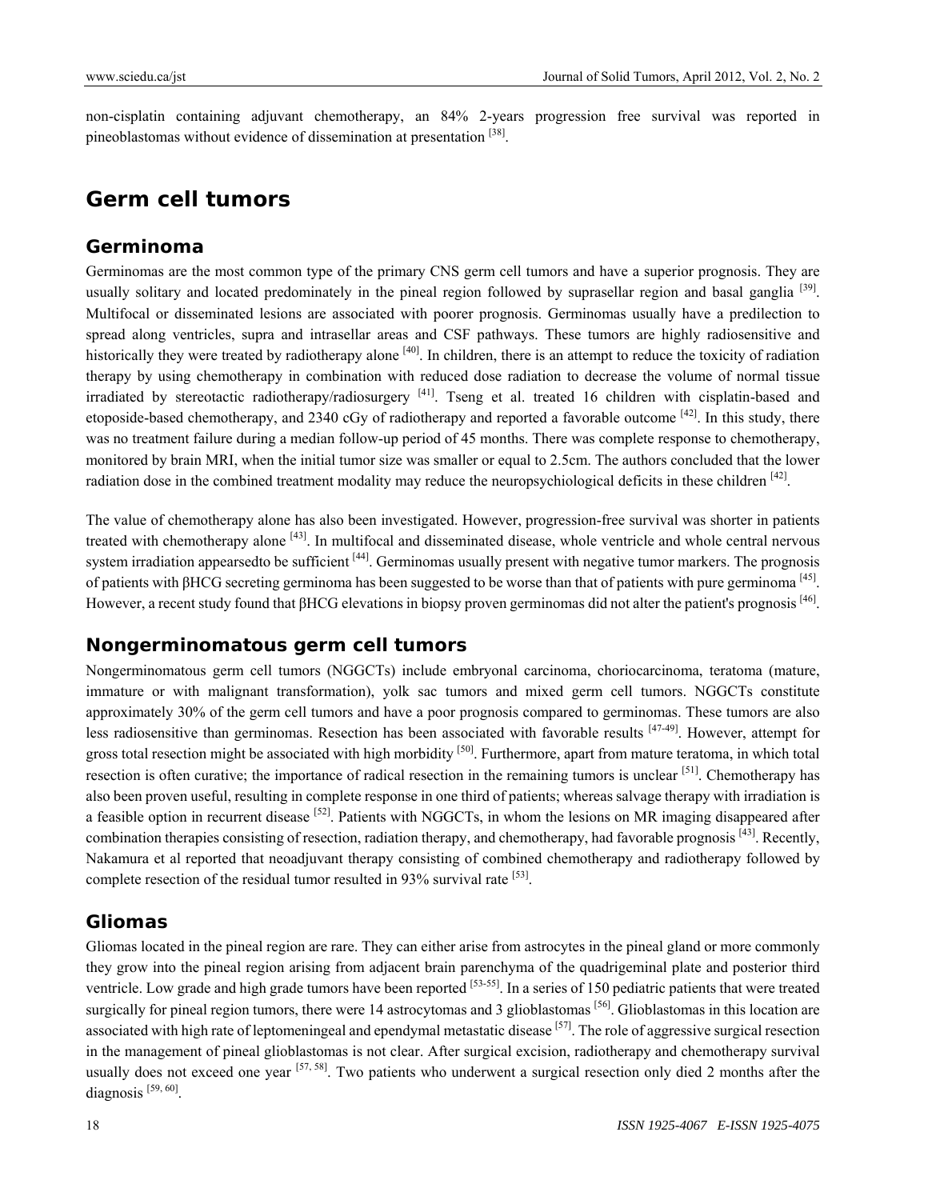non-cisplatin containing adjuvant chemotherapy, an 84% 2-years progression free survival was reported in pineoblastomas without evidence of dissemination at presentation [38].

# Germ cell tumors

## Germinoma

Germinomas are the most common type of the primary CNS germ cell tumors and have a superior prognosis. They are usually solitary and located predominately in the pineal region followed by suprasellar region and basal ganglia [39]. Multifocal or disseminated lesions are associated with poorer prognosis. Germinomas usually have a predilection to spread along ventricles, supra and intrasellar areas and CSF pathways. These tumors are highly radiosensitive and historically they were treated by radiotherapy alone [40]. In children, there is an attempt to reduce the toxicity of radiation therapy by using chemotherapy in combination with reduced dose radiation to decrease the volume of normal tissue irradiated by stereotactic radiotherapy/radiosurgery [41]. Tseng et al. treated 16 children with cisplatin-based and etoposide-based chemotherapy, and 2340 cGy of radiotherapy and reported a favorable outcome [42]. In this study, there was no treatment failure during a median follow-up period of 45 months. There was complete response to chemotherapy, monitored by brain MRI, when the initial tumor size was smaller or equal to 2.5cm. The authors concluded that the lower radiation dose in the combined treatment modality may reduce the neuropsychiological deficits in these children [42].

The value of chemotherapy alone has also been investigated. However, progression-free survival was shorter in patients treated with chemotherapy alone [43]. In multifocal and disseminated disease, whole ventricle and whole central nervous system irradiation appearsedto be sufficient [44]. Germinomas usually present with negative tumor markers. The prognosis of patients with βHCG secreting germinoma has been suggested to be worse than that of patients with pure germinoma [45]. However, a recent study found that βHCG elevations in biopsy proven germinomas did not alter the patient's prognosis [46].

## Nongerminomatous germ cell tumors

Nongerminomatous germ cell tumors (NGGCTs) include embryonal carcinoma, choriocarcinoma, teratoma (mature, immature or with malignant transformation), yolk sac tumors and mixed germ cell tumors. NGGCTs constitute approximately 30% of the germ cell tumors and have a poor prognosis compared to germinomas. These tumors are also less radiosensitive than germinomas. Resection has been associated with favorable results [47-49]. However, attempt for gross total resection might be associated with high morbidity [50]. Furthermore, apart from mature teratoma, in which total resection is often curative; the importance of radical resection in the remaining tumors is unclear [51]. Chemotherapy has also been proven useful, resulting in complete response in one third of patients; whereas salvage therapy with irradiation is a feasible option in recurrent disease [52]. Patients with NGGCTs, in whom the lesions on MR imaging disappeared after combination therapies consisting of resection, radiation therapy, and chemotherapy, had favorable prognosis [43]. Recently, Nakamura et al reported that neoadjuvant therapy consisting of combined chemotherapy and radiotherapy followed by complete resection of the residual tumor resulted in 93% survival rate [53].

## Gliomas

Gliomas located in the pineal region are rare. They can either arise from astrocytes in the pineal gland or more commonly they grow into the pineal region arising from adjacent brain parenchyma of the quadrigeminal plate and posterior third ventricle. Low grade and high grade tumors have been reported [53-55]. In a series of 150 pediatric patients that were treated surgically for pineal region tumors, there were 14 astrocytomas and 3 glioblastomas [56]. Glioblastomas in this location are associated with high rate of leptomeningeal and ependymal metastatic disease [57]. The role of aggressive surgical resection in the management of pineal glioblastomas is not clear. After surgical excision, radiotherapy and chemotherapy survival usually does not exceed one year [57, 58]. Two patients who underwent a surgical resection only died 2 months after the diagnosis [59, 60].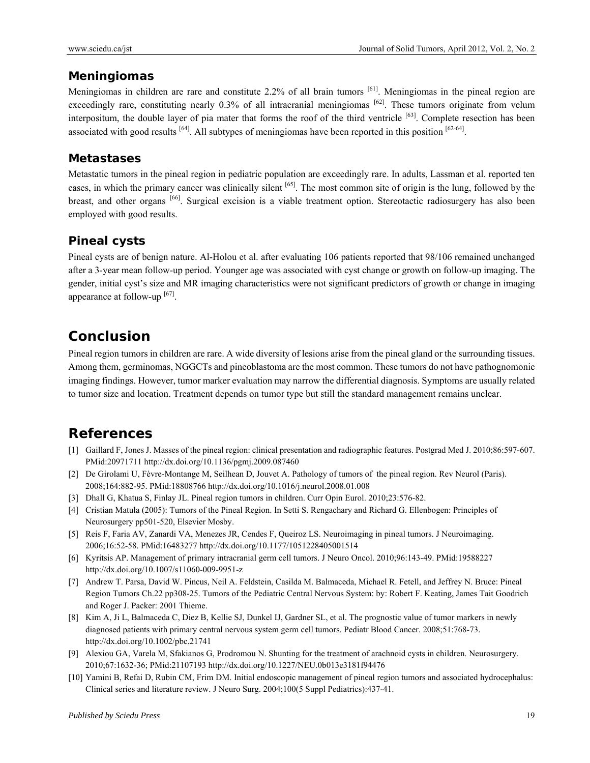### Meningiomas

Meningiomas in children are rare and constitute 2.2% of all brain tumors [61]. Meningiomas in the pineal region are exceedingly rare, constituting nearly 0.3% of all intracranial meningiomas [62]. These tumors originate from velum interpositum, the double layer of pia mater that forms the roof of the third ventricle [63]. Complete resection has been associated with good results [64]. All subtypes of meningiomas have been reported in this position [62-64].

### Metastases

Metastatic tumors in the pineal region in pediatric population are exceedingly rare. In adults, Lassman et al. reported ten cases, in which the primary cancer was clinically silent [65]. The most common site of origin is the lung, followed by the breast, and other organs [66]. Surgical excision is a viable treatment option. Stereotactic radiosurgery has also been employed with good results.

### Pineal cysts

Pineal cysts are of benign nature. Al-Holou et al. after evaluating 106 patients reported that 98/106 remained unchanged after a 3-year mean follow-up period. Younger age was associated with cyst change or growth on follow-up imaging. The gender, initial cyst's size and MR imaging characteristics were not significant predictors of growth or change in imaging appearance at follow-up [67].

## Conclusion

Pineal region tumors in children are rare. A wide diversity of lesions arise from the pineal gland or the surrounding tissues. Among them, germinomas, NGGCTs and pineoblastoma are the most common. These tumors do not have pathognomonic imaging findings. However, tumor marker evaluation may narrow the differential diagnosis. Symptoms are usually related to tumor size and location. Treatment depends on tumor type but still the standard management remains unclear.

## References

[1] Gaillard F, Jones J. Masses of the pineal region: clinical presentation and radiographic features. Postgrad Med J. 2010;86:597-607. PMid:20971711 http://dx.doi.org/10.1136/pgmj.2009.087460

[2] De Girolami U, Fèvre-Montange M, Seilhean D, Jouvet A. Pathology of tumors of the pineal region. Rev Neurol (Paris). 2008;164:882-95. PMid:18808766 http://dx.doi.org/10.1016/j.neurol.2008.01.008

[3] Dhall G, Khatua S, Finlay JL. Pineal region tumors in children. Curr Opin Eurol. 2010;23:576-82.

[4] Cristian Matula (2005): Tumors of the Pineal Region. In Setti S. Rengachary and Richard G. Ellenbogen: Principles of Neurosurgery pp501-520, Elsevier Mosby.

[5] Reis F, Faria AV, Zanardi VA, Menezes JR, Cendes F, Queiroz LS. Neuroimaging in pineal tumors. J Neuroimaging. 2006;16:52-58. PMid:16483277 http://dx.doi.org/10.1177/1051228405001514

[6] Kyritsis AP. Management of primary intracranial germ cell tumors. J Neuro Oncol. 2010;96:143-49. PMid:19588227 http://dx.doi.org/10.1007/s11060-009-9951-z

[7] Andrew T. Parsa, David W. Pincus, Neil A. Feldstein, Casilda M. Balmaceda, Michael R. Fetell, and Jeffrey N. Bruce: Pineal Region Tumors Ch.22 pp308-25. Tumors of the Pediatric Central Nervous System: by: Robert F. Keating, James Tait Goodrich and Roger J. Packer: 2001 Thieme.

[8] Kim A, Ji L, Balmaceda C, Diez B, Kellie SJ, Dunkel IJ, Gardner SL, et al. The prognostic value of tumor markers in newly diagnosed patients with primary central nervous system germ cell tumors. Pediatr Blood Cancer. 2008;51:768-73. http://dx.doi.org/10.1002/pbc.21741

[9] Alexiou GA, Varela M, Sfakianos G, Prodromou N. Shunting for the treatment of arachnoid cysts in children. Neurosurgery. 2010;67:1632-36; PMid:21107193 http://dx.doi.org/10.1227/NEU.0b013e3181f94476

[10] Yamini B, Refai D, Rubin CM, Frim DM. Initial endoscopic management of pineal region tumors and associated hydrocephalus: Clinical series and literature review. J Neuro Surg. 2004;100(5 Suppl Pediatrics):437-41.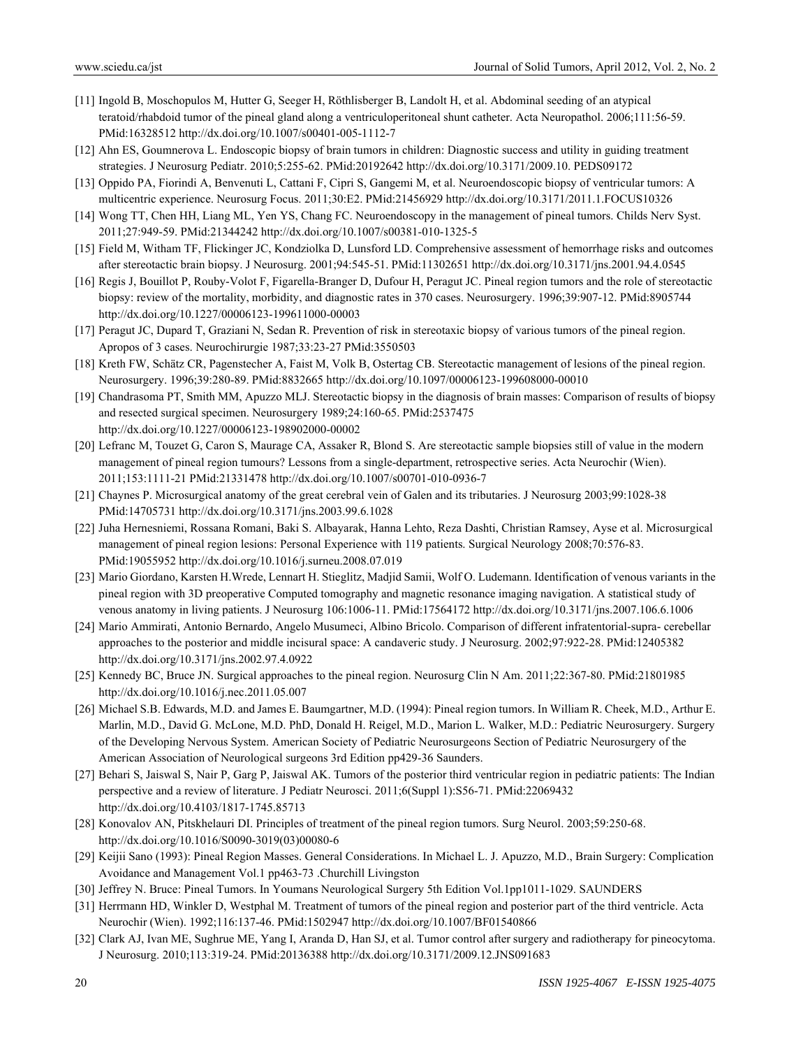[11] Ingold B, Moschopulos M, Hutter G, Seeger H, Röthlisberger B, Landolt H, et al. Abdominal seeding of an atypical teratoid/rhabdoid tumor of the pineal gland along a ventriculoperitoneal shunt catheter. Acta Neuropathol. 2006;111:56-59. PMid:16328512 http://dx.doi.org/10.1007/s00401-005-1112-7

[12] Ahn ES, Goumnerova L. Endoscopic biopsy of brain tumors in children: Diagnostic success and utility in guiding treatment strategies. J Neurosurg Pediatr. 2010;5:255-62. PMid:20192642 http://dx.doi.org/10.3171/2009.10. PEDS09172

[13] Oppido PA, Fiorindi A, Benvenuti L, Cattani F, Cipri S, Gangemi M, et al. Neuroendoscopic biopsy of ventricular tumors: A multicentric experience. Neurosurg Focus. 2011;30:E2. PMid:21456929 http://dx.doi.org/10.3171/2011.1.FOCUS10326

[14] Wong TT, Chen HH, Liang ML, Yen YS, Chang FC. Neuroendoscopy in the management of pineal tumors. Childs Nerv Syst. 2011;27:949-59. PMid:21344242 http://dx.doi.org/10.1007/s00381-010-1325-5

[15] Field M, Witham TF, Flickinger JC, Kondziolka D, Lunsford LD. Comprehensive assessment of hemorrhage risks and outcomes after stereotactic brain biopsy. J Neurosurg. 2001;94:545-51. PMid:11302651 http://dx.doi.org/10.3171/jns.2001.94.4.0545

[16] Regis J, Bouillot P, Rouby-Volot F, Figarella-Branger D, Dufour H, Peragut JC. Pineal region tumors and the role of stereotactic biopsy: review of the mortality, morbidity, and diagnostic rates in 370 cases. Neurosurgery. 1996;39:907-12. PMid:8905744 http://dx.doi.org/10.1227/00006123-199611000-00003

[17] Peragut JC, Dupard T, Graziani N, Sedan R. Prevention of risk in stereotaxic biopsy of various tumors of the pineal region. Apropos of 3 cases. Neurochirurgie 1987;33:23-27 PMid:3550503

[18] Kreth FW, Schätz CR, Pagenstecher A, Faist M, Volk B, Ostertag CB. Stereotactic management of lesions of the pineal region. Neurosurgery. 1996;39:280-89. PMid:8832665 http://dx.doi.org/10.1097/00006123-199608000-00010

[19] Chandrasoma PT, Smith MM, Apuzzo MLJ. Stereotactic biopsy in the diagnosis of brain masses: Comparison of results of biopsy and resected surgical specimen. Neurosurgery 1989;24:160-65. PMid:2537475 http://dx.doi.org/10.1227/00006123-198902000-00002

[20] Lefranc M, Touzet G, Caron S, Maurage CA, Assaker R, Blond S. Are stereotactic sample biopsies still of value in the modern management of pineal region tumours? Lessons from a single-department, retrospective series. Acta Neurochir (Wien). 2011;153:1111-21 PMid:21331478 http://dx.doi.org/10.1007/s00701-010-0936-7

[21] Chaynes P. Microsurgical anatomy of the great cerebral vein of Galen and its tributaries. J Neurosurg 2003;99:1028-38 PMid:14705731 http://dx.doi.org/10.3171/jns.2003.99.6.1028

[22] Juha Hernesniemi, Rossana Romani, Baki S. Albayarak, Hanna Lehto, Reza Dashti, Christian Ramsey, Ayse et al. Microsurgical management of pineal region lesions: Personal Experience with 119 patients. Surgical Neurology 2008;70:576-83. PMid:19055952 http://dx.doi.org/10.1016/j.surneu.2008.07.019

[23] Mario Giordano, Karsten H.Wrede, Lennart H. Stieglitz, Madjid Samii, Wolf O. Ludemann. Identification of venous variants in the pineal region with 3D preoperative Computed tomography and magnetic resonance imaging navigation. A statistical study of venous anatomy in living patients. J Neurosurg 106:1006-11. PMid:17564172 http://dx.doi.org/10.3171/jns.2007.106.6.1006

[24] Mario Ammirati, Antonio Bernardo, Angelo Musumeci, Albino Bricolo. Comparison of different infratentorial-supra- cerebellar approaches to the posterior and middle incisural space: A candaveric study. J Neurosurg. 2002;97:922-28. PMid:12405382 http://dx.doi.org/10.3171/jns.2002.97.4.0922

[25] Kennedy BC, Bruce JN. Surgical approaches to the pineal region. Neurosurg Clin N Am. 2011;22:367-80. PMid:21801985 http://dx.doi.org/10.1016/j.nec.2011.05.007

[26] Michael S.B. Edwards, M.D. and James E. Baumgartner, M.D. (1994): Pineal region tumors. In William R. Cheek, M.D., Arthur E. Marlin, M.D., David G. McLone, M.D. PhD, Donald H. Reigel, M.D., Marion L. Walker, M.D.: Pediatric Neurosurgery. Surgery of the Developing Nervous System. American Society of Pediatric Neurosurgeons Section of Pediatric Neurosurgery of the American Association of Neurological surgeons 3rd Edition pp429-36 Saunders.

[27] Behari S, Jaiswal S, Nair P, Garg P, Jaiswal AK. Tumors of the posterior third ventricular region in pediatric patients: The Indian perspective and a review of literature. J Pediatr Neurosci. 2011;6(Suppl 1):S56-71. PMid:22069432 http://dx.doi.org/10.4103/1817-1745.85713

[28] Konovalov AN, Pitskhelauri DI. Principles of treatment of the pineal region tumors. Surg Neurol. 2003;59:250-68. http://dx.doi.org/10.1016/S0090-3019(03)00080-6

[29] Keijii Sano (1993): Pineal Region Masses. General Considerations. In Michael L. J. Apuzzo, M.D., Brain Surgery: Complication Avoidance and Management Vol.1 pp463-73 .Churchill Livingston

[30] Jeffrey N. Bruce: Pineal Tumors. In Youmans Neurological Surgery 5th Edition Vol.1pp1011-1029. SAUNDERS

[31] Herrmann HD, Winkler D, Westphal M. Treatment of tumors of the pineal region and posterior part of the third ventricle. Acta Neurochir (Wien). 1992;116:137-46. PMid:1502947 http://dx.doi.org/10.1007/BF01540866

[32] Clark AJ, Ivan ME, Sughrue ME, Yang I, Aranda D, Han SJ, et al. Tumor control after surgery and radiotherapy for pineocytoma. J Neurosurg. 2010;113:319-24. PMid:20136388 http://dx.doi.org/10.3171/2009.12.JNS091683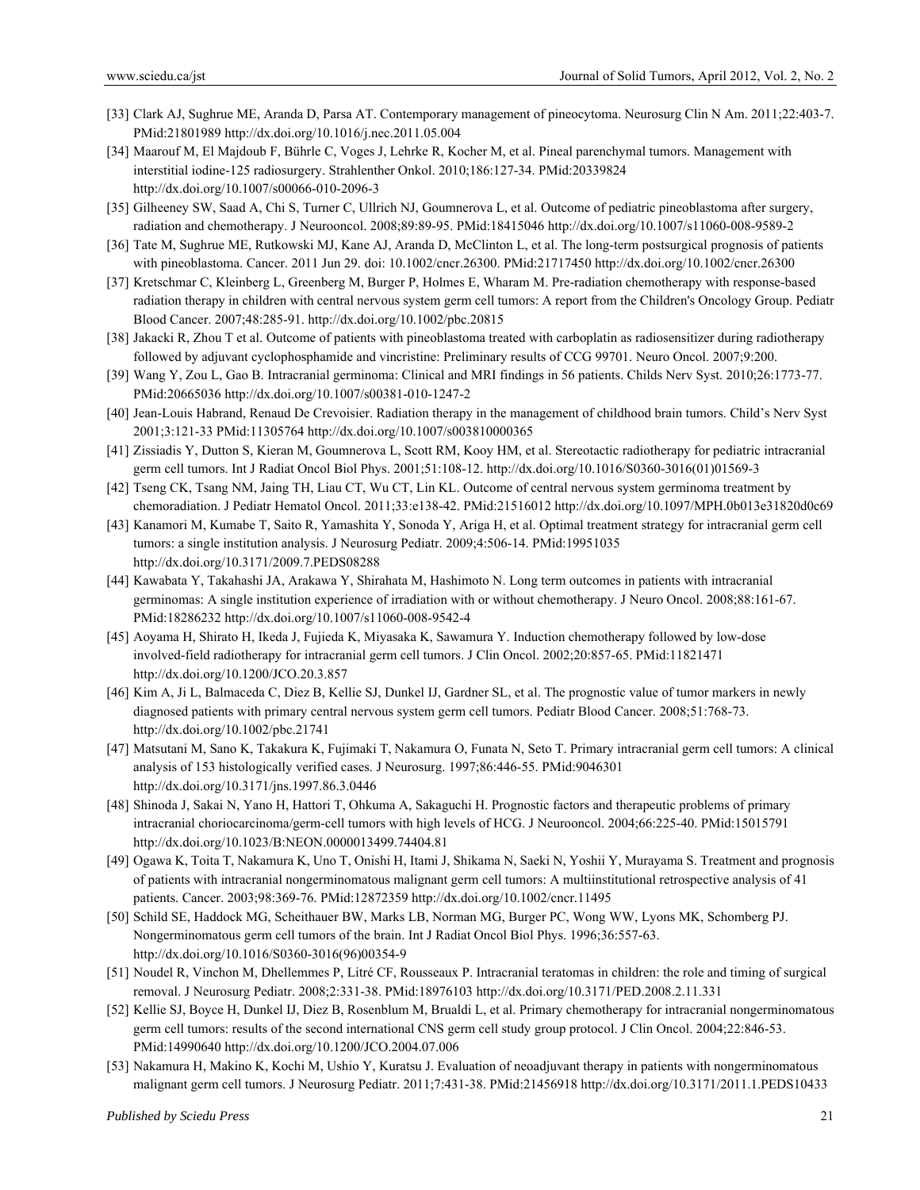[33] Clark AJ, Sughrue ME, Aranda D, Parsa AT. Contemporary management of pineocytoma. Neurosurg Clin N Am. 2011;22:403-7. PMid:21801989 http://dx.doi.org/10.1016/j.nec.2011.05.004

[34] Maarouf M, El Majdoub F, Bührle C, Voges J, Lehrke R, Kocher M, et al. Pineal parenchymal tumors. Management with interstitial iodine-125 radiosurgery. Strahlenther Onkol. 2010;186:127-34. PMid:20339824 http://dx.doi.org/10.1007/s00066-010-2096-3

[35] Gilheeney SW, Saad A, Chi S, Turner C, Ullrich NJ, Goumnerova L, et al. Outcome of pediatric pineoblastoma after surgery, radiation and chemotherapy. J Neurooncol. 2008;89:89-95. PMid:18415046 http://dx.doi.org/10.1007/s11060-008-9589-2

[36] Tate M, Sughrue ME, Rutkowski MJ, Kane AJ, Aranda D, McClinton L, et al. The long-term postsurgical prognosis of patients with pineoblastoma. Cancer. 2011 Jun 29. doi: 10.1002/cncr.26300. PMid:21717450 http://dx.doi.org/10.1002/cncr.26300

[37] Kretschmar C, Kleinberg L, Greenberg M, Burger P, Holmes E, Wharam M. Pre-radiation chemotherapy with response-based radiation therapy in children with central nervous system germ cell tumors: A report from the Children's Oncology Group. Pediatr Blood Cancer. 2007;48:285-91. http://dx.doi.org/10.1002/pbc.20815

[38] Jakacki R, Zhou T et al. Outcome of patients with pineoblastoma treated with carboplatin as radiosensitizer during radiotherapy followed by adjuvant cyclophosphamide and vincristine: Preliminary results of CCG 99701. Neuro Oncol. 2007;9:200.

[39] Wang Y, Zou L, Gao B. Intracranial germinoma: Clinical and MRI findings in 56 patients. Childs Nerv Syst. 2010;26:1773-77. PMid:20665036 http://dx.doi.org/10.1007/s00381-010-1247-2

[40] Jean-Louis Habrand, Renaud De Crevoisier. Radiation therapy in the management of childhood brain tumors. Child's Nerv Syst 2001;3:121-33 PMid:11305764 http://dx.doi.org/10.1007/s003810000365

[41] Zissiadis Y, Dutton S, Kieran M, Goumnerova L, Scott RM, Kooy HM, et al. Stereotactic radiotherapy for pediatric intracranial germ cell tumors. Int J Radiat Oncol Biol Phys. 2001;51:108-12. http://dx.doi.org/10.1016/S0360-3016(01)01569-3

[42] Tseng CK, Tsang NM, Jaing TH, Liau CT, Wu CT, Lin KL. Outcome of central nervous system germinoma treatment by chemoradiation. J Pediatr Hematol Oncol. 2011;33:e138-42. PMid:21516012 http://dx.doi.org/10.1097/MPH.0b013e31820d0c69

[43] Kanamori M, Kumabe T, Saito R, Yamashita Y, Sonoda Y, Ariga H, et al. Optimal treatment strategy for intracranial germ cell tumors: a single institution analysis. J Neurosurg Pediatr. 2009;4:506-14. PMid:19951035 http://dx.doi.org/10.3171/2009.7.PEDS08288

[44] Kawabata Y, Takahashi JA, Arakawa Y, Shirahata M, Hashimoto N. Long term outcomes in patients with intracranial germinomas: A single institution experience of irradiation with or without chemotherapy. J Neuro Oncol. 2008;88:161-67. PMid:18286232 http://dx.doi.org/10.1007/s11060-008-9542-4

[45] Aoyama H, Shirato H, Ikeda J, Fujieda K, Miyasaka K, Sawamura Y. Induction chemotherapy followed by low-dose involved-field radiotherapy for intracranial germ cell tumors. J Clin Oncol. 2002;20:857-65. PMid:11821471 http://dx.doi.org/10.1200/JCO.20.3.857

[46] Kim A, Ji L, Balmaceda C, Diez B, Kellie SJ, Dunkel IJ, Gardner SL, et al. The prognostic value of tumor markers in newly diagnosed patients with primary central nervous system germ cell tumors. Pediatr Blood Cancer. 2008;51:768-73. http://dx.doi.org/10.1002/pbc.21741

[47] Matsutani M, Sano K, Takakura K, Fujimaki T, Nakamura O, Funata N, Seto T. Primary intracranial germ cell tumors: A clinical analysis of 153 histologically verified cases. J Neurosurg. 1997;86:446-55. PMid:9046301 http://dx.doi.org/10.3171/jns.1997.86.3.0446

[48] Shinoda J, Sakai N, Yano H, Hattori T, Ohkuma A, Sakaguchi H. Prognostic factors and therapeutic problems of primary intracranial choriocarcinoma/germ-cell tumors with high levels of HCG. J Neurooncol. 2004;66:225-40. PMid:15015791 http://dx.doi.org/10.1023/B:NEON.0000013499.74404.81

[49] Ogawa K, Toita T, Nakamura K, Uno T, Onishi H, Itami J, Shikama N, Saeki N, Yoshii Y, Murayama S. Treatment and prognosis of patients with intracranial nongerminomatous malignant germ cell tumors: A multiinstitutional retrospective analysis of 41 patients. Cancer. 2003;98:369-76. PMid:12872359 http://dx.doi.org/10.1002/cncr.11495

[50] Schild SE, Haddock MG, Scheithauer BW, Marks LB, Norman MG, Burger PC, Wong WW, Lyons MK, Schomberg PJ. Nongerminomatous germ cell tumors of the brain. Int J Radiat Oncol Biol Phys. 1996;36:557-63. http://dx.doi.org/10.1016/S0360-3016(96)00354-9

[51] Noudel R, Vinchon M, Dhellemmes P, Litré CF, Rousseaux P. Intracranial teratomas in children: the role and timing of surgical removal. J Neurosurg Pediatr. 2008;2:331-38. PMid:18976103 http://dx.doi.org/10.3171/PED.2008.2.11.331

[52] Kellie SJ, Boyce H, Dunkel IJ, Diez B, Rosenblum M, Brualdi L, et al. Primary chemotherapy for intracranial nongerminomatous germ cell tumors: results of the second international CNS germ cell study group protocol. J Clin Oncol. 2004;22:846-53. PMid:14990640 http://dx.doi.org/10.1200/JCO.2004.07.006

[53] Nakamura H, Makino K, Kochi M, Ushio Y, Kuratsu J. Evaluation of neoadjuvant therapy in patients with nongerminomatous malignant germ cell tumors. J Neurosurg Pediatr. 2011;7:431-38. PMid:21456918 http://dx.doi.org/10.3171/2011.1.PEDS10433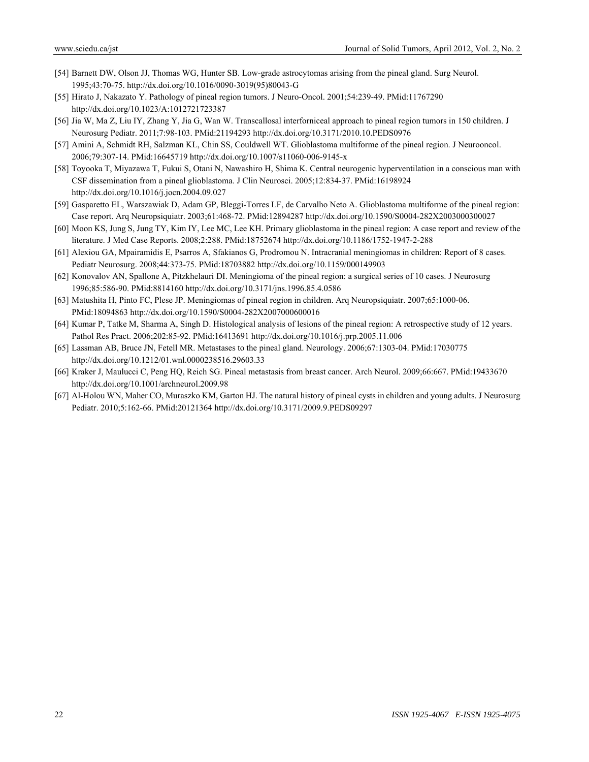[54] Barnett DW, Olson JJ, Thomas WG, Hunter SB. Low-grade astrocytomas arising from the pineal gland. Surg Neurol. 1995;43:70-75. http://dx.doi.org/10.1016/0090-3019(95)80043-G

[55] Hirato J, Nakazato Y. Pathology of pineal region tumors. J Neuro-Oncol. 2001;54:239-49. PMid:11767290 http://dx.doi.org/10.1023/A:1012721723387

[56] Jia W, Ma Z, Liu IY, Zhang Y, Jia G, Wan W. Transcallosal interforniceal approach to pineal region tumors in 150 children. J Neurosurg Pediatr. 2011;7:98-103. PMid:21194293 http://dx.doi.org/10.3171/2010.10.PEDS0976

[57] Amini A, Schmidt RH, Salzman KL, Chin SS, Couldwell WT. Glioblastoma multiforme of the pineal region. J Neurooncol. 2006;79:307-14. PMid:16645719 http://dx.doi.org/10.1007/s11060-006-9145-x

[58] Toyooka T, Miyazawa T, Fukui S, Otani N, Nawashiro H, Shima K. Central neurogenic hyperventilation in a conscious man with CSF dissemination from a pineal glioblastoma. J Clin Neurosci. 2005;12:834-37. PMid:16198924 http://dx.doi.org/10.1016/j.jocn.2004.09.027

[59] Gasparetto EL, Warszawiak D, Adam GP, Bleggi-Torres LF, de Carvalho Neto A. Glioblastoma multiforme of the pineal region: Case report. Arq Neuropsiquiatr. 2003;61:468-72. PMid:12894287 http://dx.doi.org/10.1590/S0004-282X2003000300027

[60] Moon KS, Jung S, Jung TY, Kim IY, Lee MC, Lee KH. Primary glioblastoma in the pineal region: A case report and review of the literature. J Med Case Reports. 2008;2:288. PMid:18752674 http://dx.doi.org/10.1186/1752-1947-2-288

[61] Alexiou GA, Mpairamidis E, Psarros A, Sfakianos G, Prodromou N. Intracranial meningiomas in children: Report of 8 cases. Pediatr Neurosurg. 2008;44:373-75. PMid:18703882 http://dx.doi.org/10.1159/000149903

[62] Konovalov AN, Spallone A, Pitzkhelauri DI. Meningioma of the pineal region: a surgical series of 10 cases. J Neurosurg 1996;85:586-90. PMid:8814160 http://dx.doi.org/10.3171/jns.1996.85.4.0586

[63] Matushita H, Pinto FC, Plese JP. Meningiomas of pineal region in children. Arq Neuropsiquiatr. 2007;65:1000-06. PMid:18094863 http://dx.doi.org/10.1590/S0004-282X2007000600016

[64] Kumar P, Tatke M, Sharma A, Singh D. Histological analysis of lesions of the pineal region: A retrospective study of 12 years. Pathol Res Pract. 2006;202:85-92. PMid:16413691 http://dx.doi.org/10.1016/j.prp.2005.11.006

[65] Lassman AB, Bruce JN, Fetell MR. Metastases to the pineal gland. Neurology. 2006;67:1303-04. PMid:17030775 http://dx.doi.org/10.1212/01.wnl.0000238516.29603.33

[66] Kraker J, Maulucci C, Peng HQ, Reich SG. Pineal metastasis from breast cancer. Arch Neurol. 2009;66:667. PMid:19433670 http://dx.doi.org/10.1001/archneurol.2009.98

[67] Al-Holou WN, Maher CO, Muraszko KM, Garton HJ. The natural history of pineal cysts in children and young adults. J Neurosurg Pediatr. 2010;5:162-66. PMid:20121364 http://dx.doi.org/10.3171/2009.9.PEDS09297